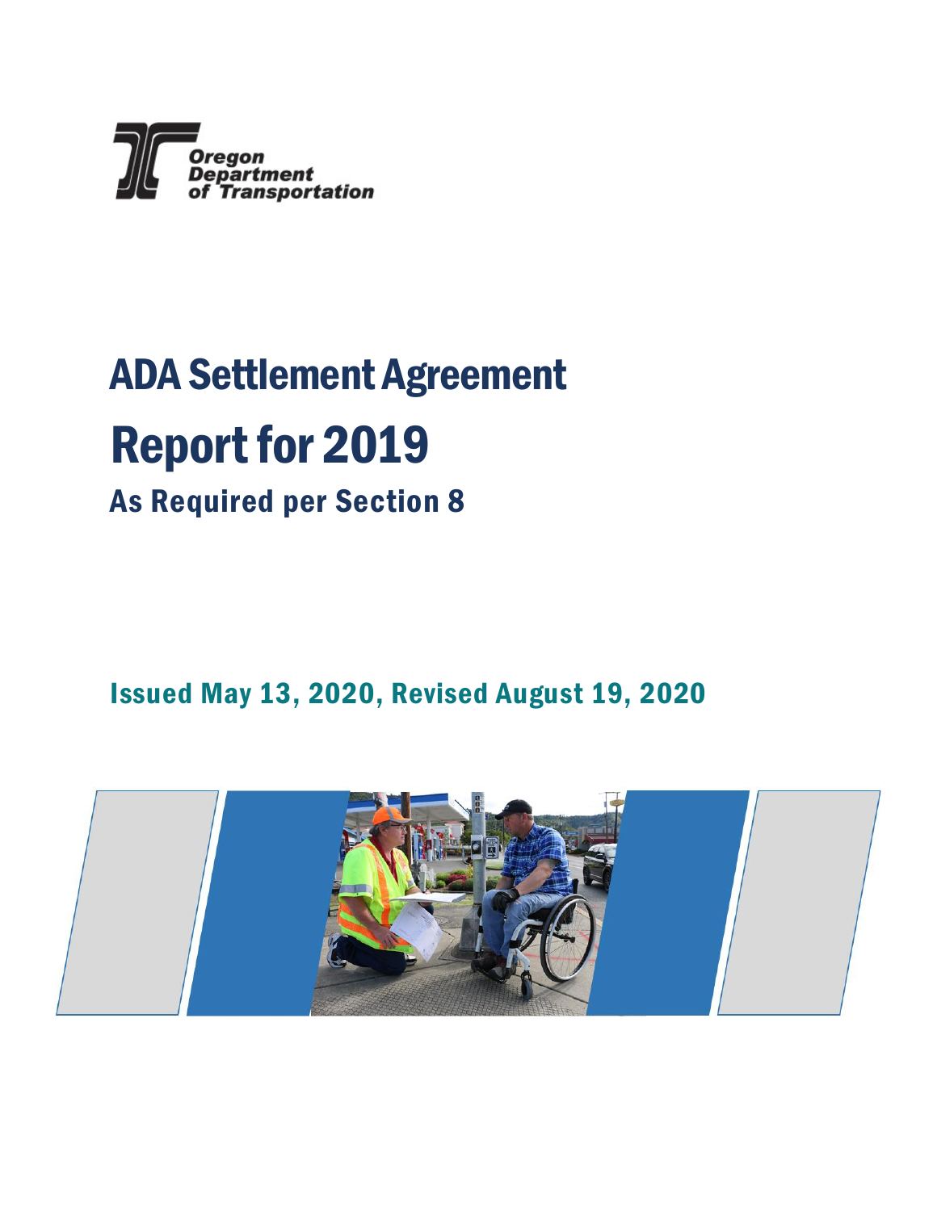Oregon Department of Transportation

# ADA Settlement Agreement

# Report for 2019

## As Required per Section 8

### Issued May 13, 2020, Revised August 19, 2020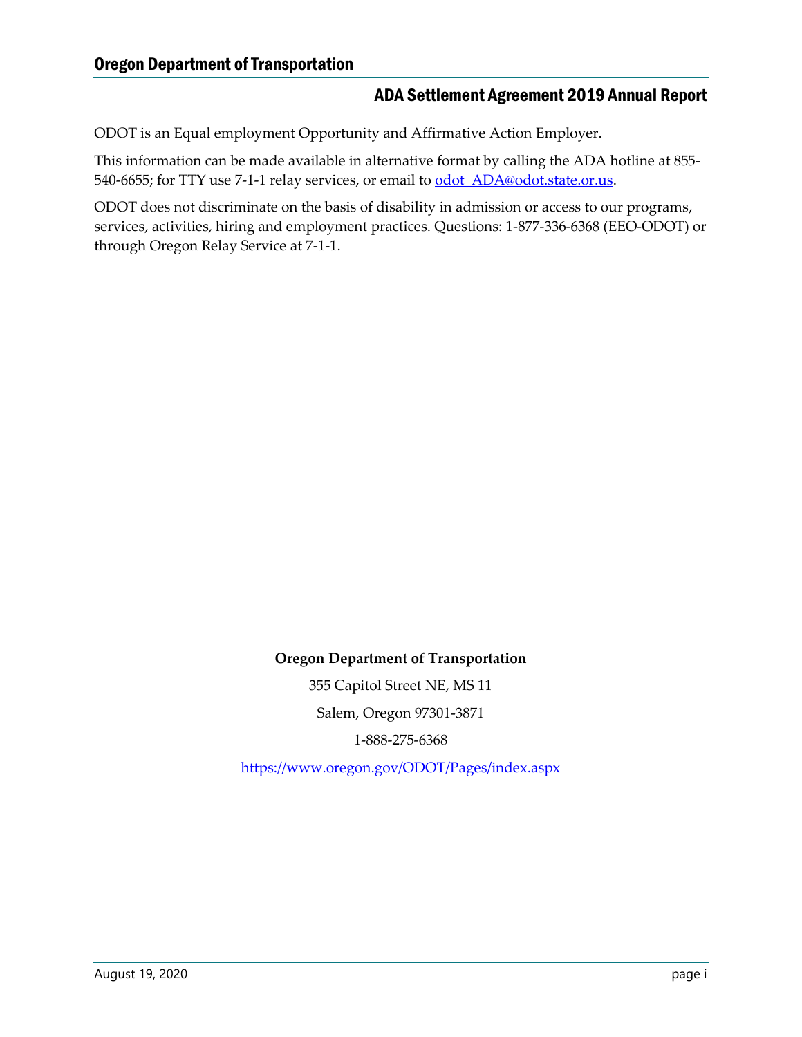ODOT is an Equal employment Opportunity and Affirmative Action Employer.

This information can be made available in alternative format by calling the ADA hotline at 855-540-6655; for TTY use 7-1-1 relay services, or email to [odot_ADA@odot.state.or.us](mailto:odot_ADA@odot.state.or.us).

ODOT does not discriminate on the basis of disability in admission or access to our programs, services, activities, hiring and employment practices. Questions: 1-877-336-6368 (EEO-ODOT) or through Oregon Relay Service at 7-1-1.

**Oregon Department of Transportation**

355 Capitol Street NE, MS 11

Salem, Oregon 97301-3871

1-888-275-6368

[https://www.oregon.gov/ODOT/Pages/index.aspx](https://www.oregon.gov/ODOT/Pages/index.aspx)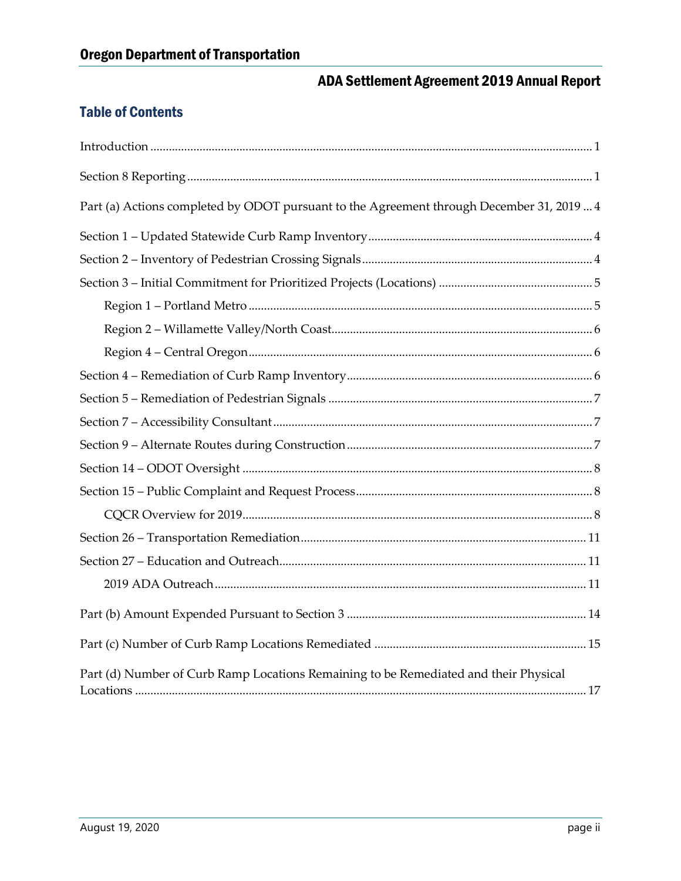## Table of Contents

Introduction ... 1

Section 8 Reporting ... 1

Part (a) Actions completed by ODOT pursuant to the Agreement through December 31, 2019 ... 4

Section 1 – Updated Statewide Curb Ramp Inventory ... 4

Section 2 – Inventory of Pedestrian Crossing Signals ... 4

Section 3 – Initial Commitment for Prioritized Projects (Locations) ... 5

- Region 1 – Portland Metro ... 5
- Region 2 – Willamette Valley/North Coast ... 6
- Region 4 – Central Oregon ... 6

Section 4 – Remediation of Curb Ramp Inventory ... 6

Section 5 – Remediation of Pedestrian Signals ... 7

Section 7 – Accessibility Consultant ... 7

Section 9 – Alternate Routes during Construction ... 7

Section 14 – ODOT Oversight ... 8

Section 15 – Public Complaint and Request Process ... 8

- CQCR Overview for 2019 ... 8

Section 26 – Transportation Remediation ... 11

Section 27 – Education and Outreach ... 11

- 2019 ADA Outreach ... 11

Part (b) Amount Expended Pursuant to Section 3 ... 14

Part (c) Number of Curb Ramp Locations Remediated ... 15

Part (d) Number of Curb Ramp Locations Remaining to be Remediated and their Physical Locations ... 17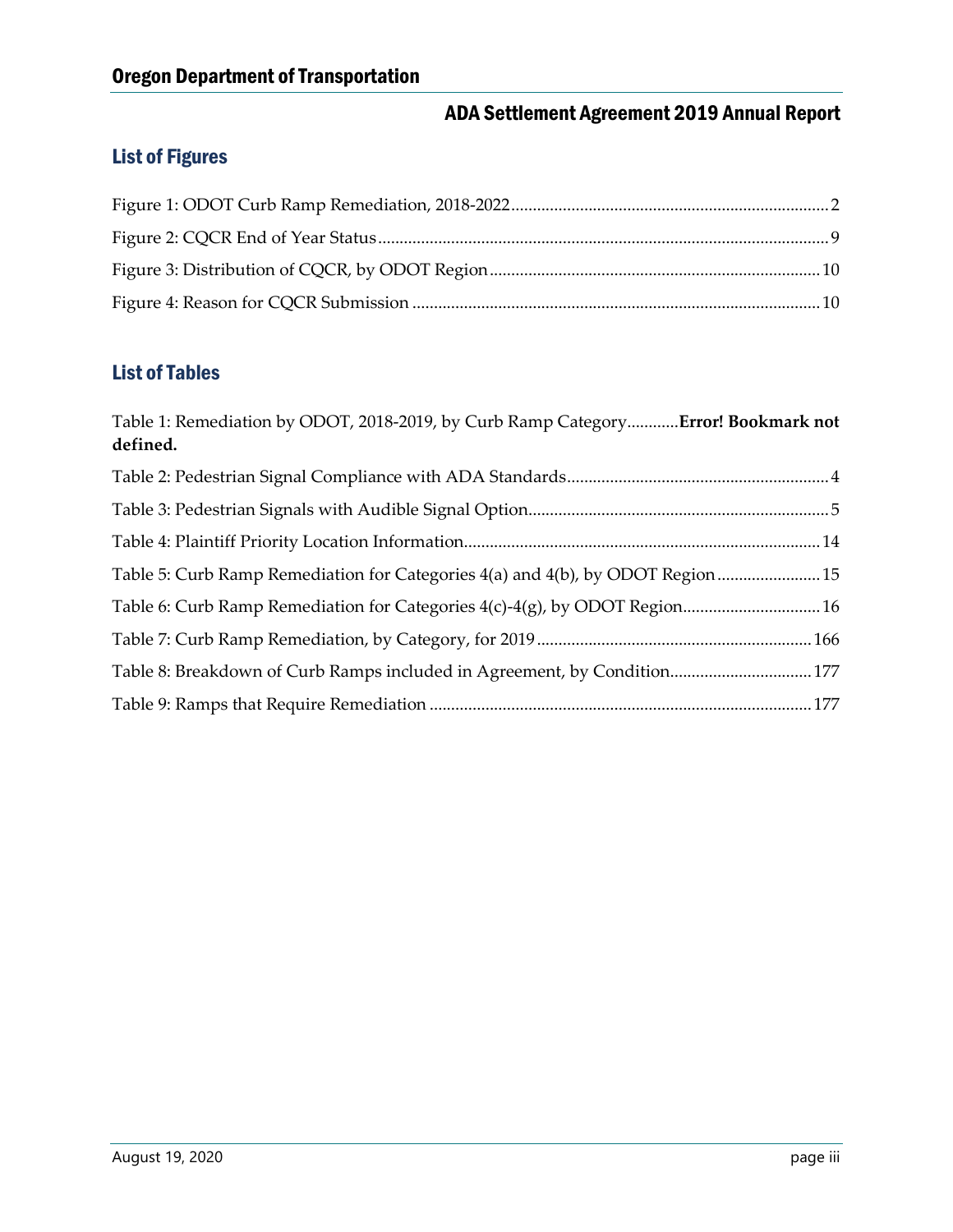## List of Figures

Figure 1: ODOT Curb Ramp Remediation, 2018-2022 .......... 2

Figure 2: CQCR End of Year Status .......... 9

Figure 3: Distribution of CQCR, by ODOT Region .......... 10

Figure 4: Reason for CQCR Submission .......... 10

## List of Tables

Table 1: Remediation by ODOT, 2018-2019, by Curb Ramp Category.......... **Error! Bookmark not defined.**

Table 2: Pedestrian Signal Compliance with ADA Standards .......... 4

Table 3: Pedestrian Signals with Audible Signal Option .......... 5

Table 4: Plaintiff Priority Location Information .......... 14

Table 5: Curb Ramp Remediation for Categories 4(a) and 4(b), by ODOT Region .......... 15

Table 6: Curb Ramp Remediation for Categories 4(c)-4(g), by ODOT Region .......... 16

Table 7: Curb Ramp Remediation, by Category, for 2019 .......... 166

Table 8: Breakdown of Curb Ramps included in Agreement, by Condition .......... 177

Table 9: Ramps that Require Remediation .......... 177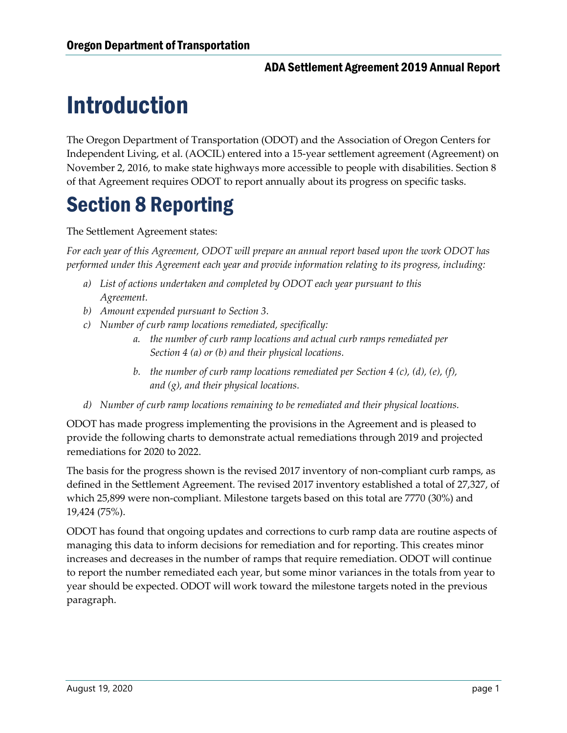# Introduction

The Oregon Department of Transportation (ODOT) and the Association of Oregon Centers for Independent Living, et al. (AOCIL) entered into a 15-year settlement agreement (Agreement) on November 2, 2016, to make state highways more accessible to people with disabilities. Section 8 of that Agreement requires ODOT to report annually about its progress on specific tasks.

# Section 8 Reporting

The Settlement Agreement states:

*For each year of this Agreement, ODOT will prepare an annual report based upon the work ODOT has performed under this Agreement each year and provide information relating to its progress, including:*

- *a) List of actions undertaken and completed by ODOT each year pursuant to this Agreement.*
- *b) Amount expended pursuant to Section 3.*
- *c) Number of curb ramp locations remediated, specifically:*
  - *a. the number of curb ramp locations and actual curb ramps remediated per Section 4 (a) or (b) and their physical locations.*
  - *b. the number of curb ramp locations remediated per Section 4 (c), (d), (e), (f), and (g), and their physical locations.*
- *d) Number of curb ramp locations remaining to be remediated and their physical locations.*

ODOT has made progress implementing the provisions in the Agreement and is pleased to provide the following charts to demonstrate actual remediations through 2019 and projected remediations for 2020 to 2022.

The basis for the progress shown is the revised 2017 inventory of non-compliant curb ramps, as defined in the Settlement Agreement. The revised 2017 inventory established a total of 27,327, of which 25,899 were non-compliant. Milestone targets based on this total are 7770 (30%) and 19,424 (75%).

ODOT has found that ongoing updates and corrections to curb ramp data are routine aspects of managing this data to inform decisions for remediation and for reporting. This creates minor increases and decreases in the number of ramps that require remediation. ODOT will continue to report the number remediated each year, but some minor variances in the totals from year to year should be expected. ODOT will work toward the milestone targets noted in the previous paragraph.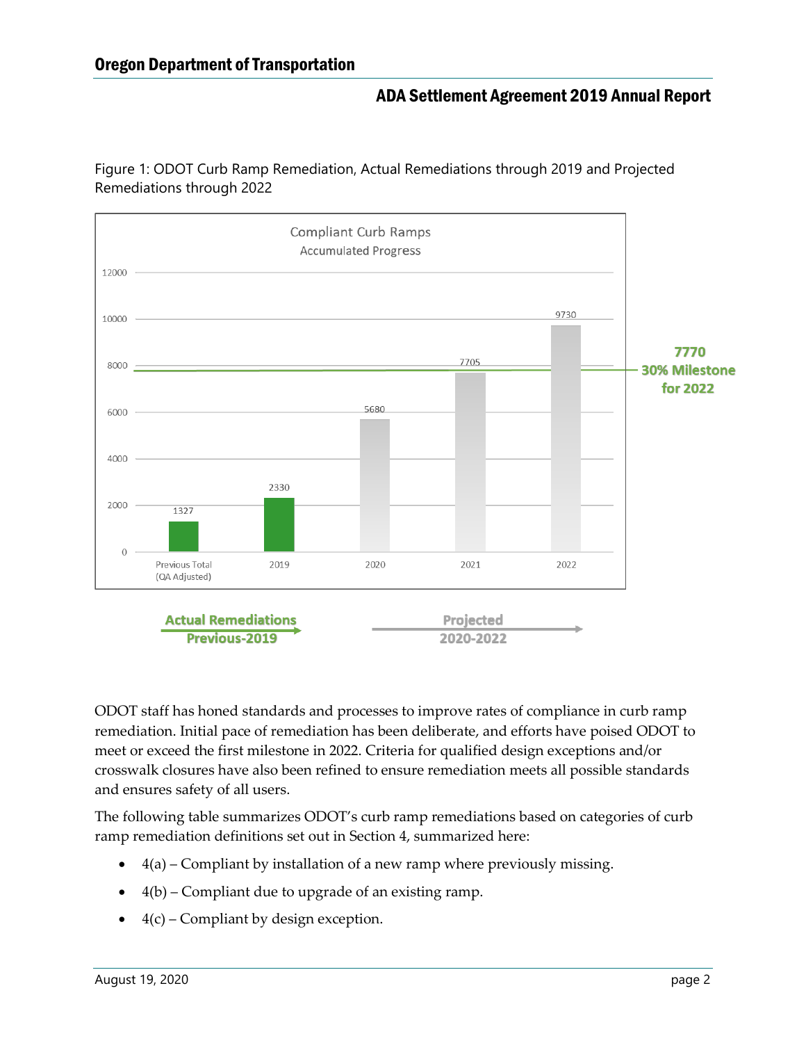Figure 1: ODOT Curb Ramp Remediation, Actual Remediations through 2019 and Projected Remediations through 2022

Compliant Curb Ramps
Accumulated Progress

| Category | Compliant Curb Ramps |
| --- | --- |
| Previous Total (QA Adjusted) | 1327 |
| 2019 | 2330 |
| 2020 | 5680 |
| 2021 | 7705 |
| 2022 | 9730 |

7770 30% Milestone for 2022

Actual Remediations Previous-2019

Projected 2020-2022

ODOT staff has honed standards and processes to improve rates of compliance in curb ramp remediation. Initial pace of remediation has been deliberate, and efforts have poised ODOT to meet or exceed the first milestone in 2022. Criteria for qualified design exceptions and/or crosswalk closures have also been refined to ensure remediation meets all possible standards and ensures safety of all users.

The following table summarizes ODOT's curb ramp remediations based on categories of curb ramp remediation definitions set out in Section 4, summarized here:

- 4(a) – Compliant by installation of a new ramp where previously missing.
- 4(b) – Compliant due to upgrade of an existing ramp.
- 4(c) – Compliant by design exception.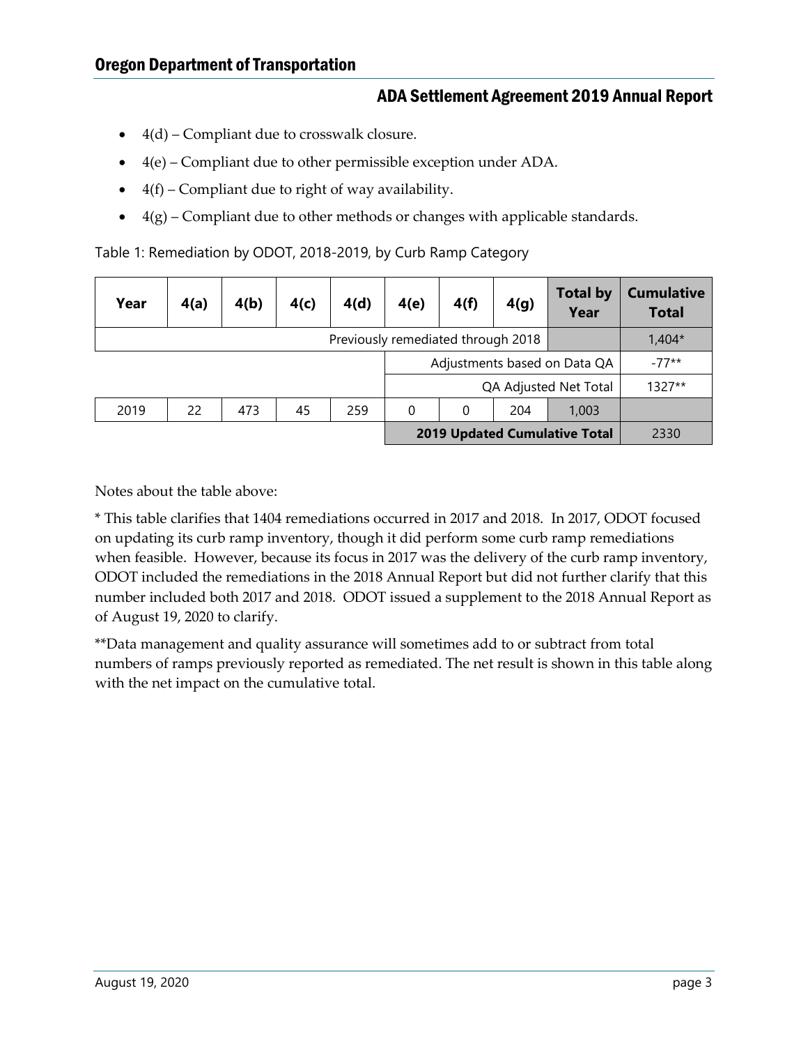- 4(d) – Compliant due to crosswalk closure.
- 4(e) – Compliant due to other permissible exception under ADA.
- 4(f) – Compliant due to right of way availability.
- 4(g) – Compliant due to other methods or changes with applicable standards.

Table 1: Remediation by ODOT, 2018-2019, by Curb Ramp Category

| Year | 4(a) | 4(b) | 4(c) | 4(d) | 4(e) | 4(f) | 4(g) | Total by Year | Cumulative Total |
|---|---|---|---|---|---|---|---|---|---|
| Previously remediated through 2018 | | | | | | | | | 1,404* |
| | | | | | Adjustments based on Data QA | | | | -77** |
| | | | | | QA Adjusted Net Total | | | | 1327** |
| 2019 | 22 | 473 | 45 | 259 | 0 | 0 | 204 | 1,003 | |
| | | | | | **2019 Updated Cumulative Total** | | | | 2330 |

Notes about the table above:

* This table clarifies that 1404 remediations occurred in 2017 and 2018. In 2017, ODOT focused on updating its curb ramp inventory, though it did perform some curb ramp remediations when feasible. However, because its focus in 2017 was the delivery of the curb ramp inventory, ODOT included the remediations in the 2018 Annual Report but did not further clarify that this number included both 2017 and 2018. ODOT issued a supplement to the 2018 Annual Report as of August 19, 2020 to clarify.

**Data management and quality assurance will sometimes add to or subtract from total numbers of ramps previously reported as remediated. The net result is shown in this table along with the net impact on the cumulative total.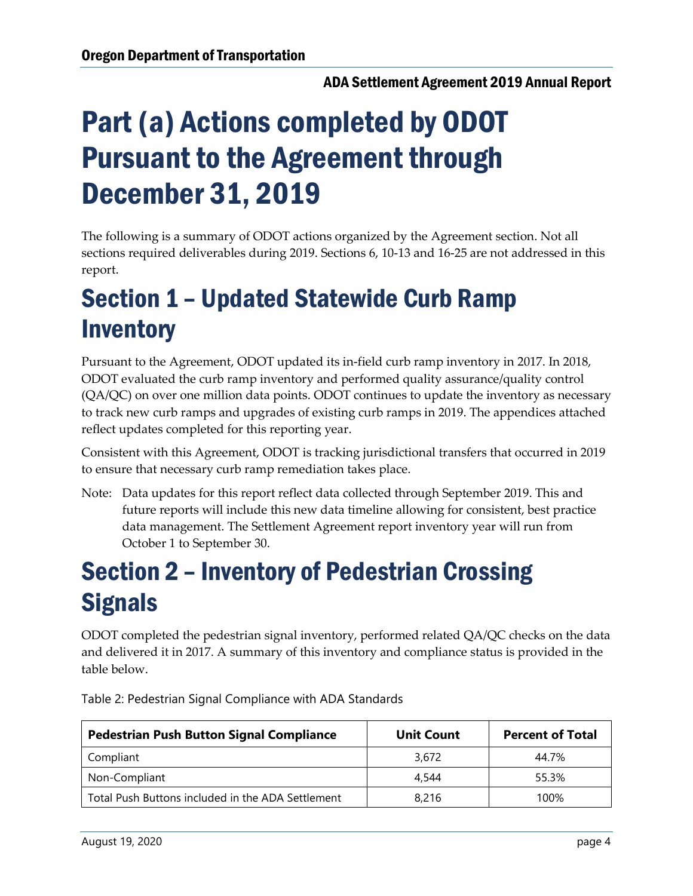# Part (a) Actions completed by ODOT Pursuant to the Agreement through December 31, 2019

The following is a summary of ODOT actions organized by the Agreement section. Not all sections required deliverables during 2019. Sections 6, 10-13 and 16-25 are not addressed in this report.

## Section 1 – Updated Statewide Curb Ramp Inventory

Pursuant to the Agreement, ODOT updated its in-field curb ramp inventory in 2017. In 2018, ODOT evaluated the curb ramp inventory and performed quality assurance/quality control (QA/QC) on over one million data points. ODOT continues to update the inventory as necessary to track new curb ramps and upgrades of existing curb ramps in 2019. The appendices attached reflect updates completed for this reporting year.

Consistent with this Agreement, ODOT is tracking jurisdictional transfers that occurred in 2019 to ensure that necessary curb ramp remediation takes place.

Note: Data updates for this report reflect data collected through September 2019. This and future reports will include this new data timeline allowing for consistent, best practice data management. The Settlement Agreement report inventory year will run from October 1 to September 30.

## Section 2 – Inventory of Pedestrian Crossing Signals

ODOT completed the pedestrian signal inventory, performed related QA/QC checks on the data and delivered it in 2017. A summary of this inventory and compliance status is provided in the table below.

Table 2: Pedestrian Signal Compliance with ADA Standards

| Pedestrian Push Button Signal Compliance | Unit Count | Percent of Total |
|---|---|---|
| Compliant | 3,672 | 44.7% |
| Non-Compliant | 4,544 | 55.3% |
| Total Push Buttons included in the ADA Settlement | 8,216 | 100% |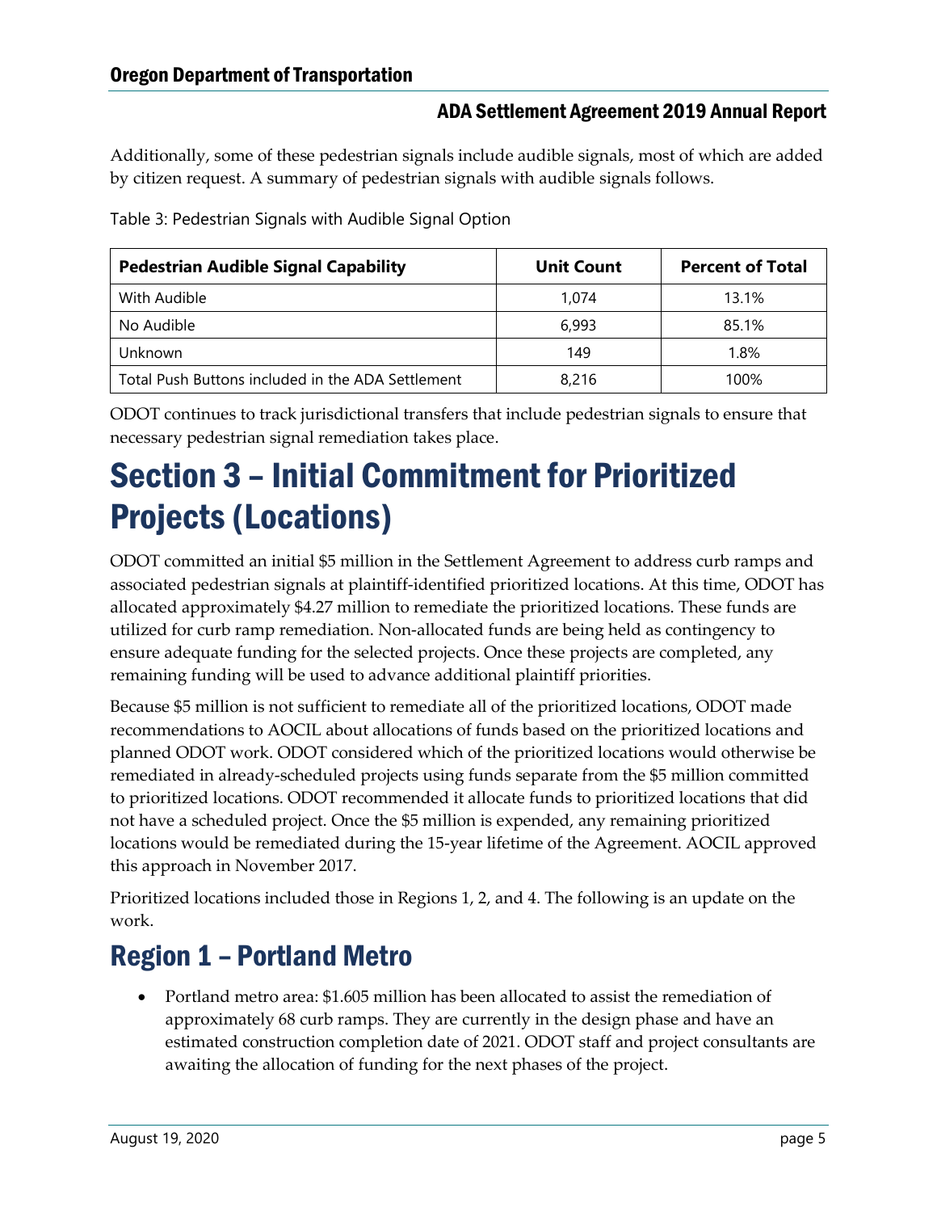Additionally, some of these pedestrian signals include audible signals, most of which are added by citizen request. A summary of pedestrian signals with audible signals follows.

Table 3: Pedestrian Signals with Audible Signal Option

| Pedestrian Audible Signal Capability | Unit Count | Percent of Total |
| --- | --- | --- |
| With Audible | 1,074 | 13.1% |
| No Audible | 6,993 | 85.1% |
| Unknown | 149 | 1.8% |
| Total Push Buttons included in the ADA Settlement | 8,216 | 100% |

ODOT continues to track jurisdictional transfers that include pedestrian signals to ensure that necessary pedestrian signal remediation takes place.

# Section 3 – Initial Commitment for Prioritized Projects (Locations)

ODOT committed an initial $5 million in the Settlement Agreement to address curb ramps and associated pedestrian signals at plaintiff-identified prioritized locations. At this time, ODOT has allocated approximately $4.27 million to remediate the prioritized locations. These funds are utilized for curb ramp remediation. Non-allocated funds are being held as contingency to ensure adequate funding for the selected projects. Once these projects are completed, any remaining funding will be used to advance additional plaintiff priorities.

Because $5 million is not sufficient to remediate all of the prioritized locations, ODOT made recommendations to AOCIL about allocations of funds based on the prioritized locations and planned ODOT work. ODOT considered which of the prioritized locations would otherwise be remediated in already-scheduled projects using funds separate from the $5 million committed to prioritized locations. ODOT recommended it allocate funds to prioritized locations that did not have a scheduled project. Once the $5 million is expended, any remaining prioritized locations would be remediated during the 15-year lifetime of the Agreement. AOCIL approved this approach in November 2017.

Prioritized locations included those in Regions 1, 2, and 4. The following is an update on the work.

## Region 1 – Portland Metro

- Portland metro area: $1.605 million has been allocated to assist the remediation of approximately 68 curb ramps. They are currently in the design phase and have an estimated construction completion date of 2021. ODOT staff and project consultants are awaiting the allocation of funding for the next phases of the project.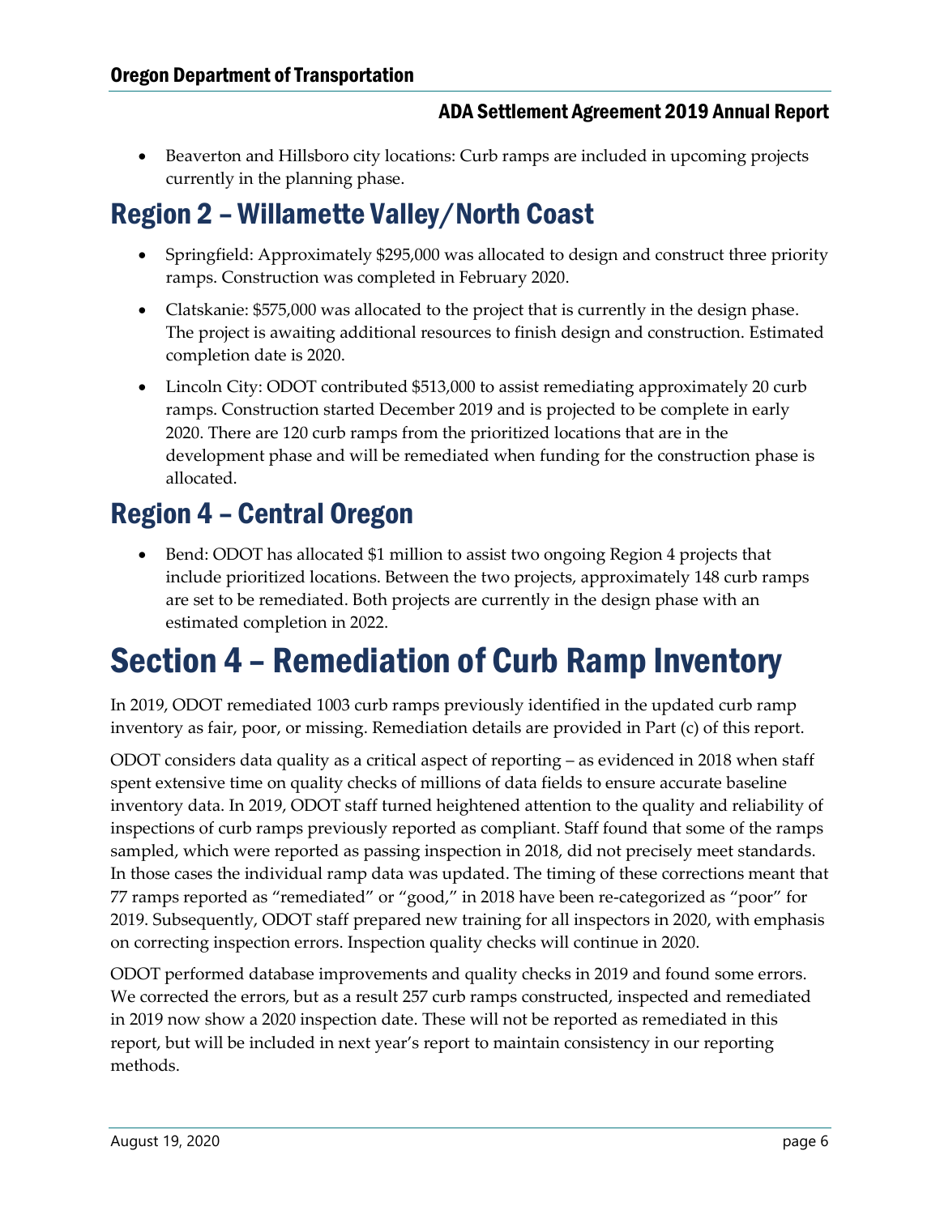- Beaverton and Hillsboro city locations: Curb ramps are included in upcoming projects currently in the planning phase.

## Region 2 – Willamette Valley/North Coast

- Springfield: Approximately $295,000 was allocated to design and construct three priority ramps. Construction was completed in February 2020.
- Clatskanie: $575,000 was allocated to the project that is currently in the design phase. The project is awaiting additional resources to finish design and construction. Estimated completion date is 2020.
- Lincoln City: ODOT contributed $513,000 to assist remediating approximately 20 curb ramps. Construction started December 2019 and is projected to be complete in early 2020. There are 120 curb ramps from the prioritized locations that are in the development phase and will be remediated when funding for the construction phase is allocated.

## Region 4 – Central Oregon

- Bend: ODOT has allocated $1 million to assist two ongoing Region 4 projects that include prioritized locations. Between the two projects, approximately 148 curb ramps are set to be remediated. Both projects are currently in the design phase with an estimated completion in 2022.

# Section 4 – Remediation of Curb Ramp Inventory

In 2019, ODOT remediated 1003 curb ramps previously identified in the updated curb ramp inventory as fair, poor, or missing. Remediation details are provided in Part (c) of this report.

ODOT considers data quality as a critical aspect of reporting – as evidenced in 2018 when staff spent extensive time on quality checks of millions of data fields to ensure accurate baseline inventory data. In 2019, ODOT staff turned heightened attention to the quality and reliability of inspections of curb ramps previously reported as compliant. Staff found that some of the ramps sampled, which were reported as passing inspection in 2018, did not precisely meet standards. In those cases the individual ramp data was updated. The timing of these corrections meant that 77 ramps reported as "remediated" or "good," in 2018 have been re-categorized as "poor" for 2019. Subsequently, ODOT staff prepared new training for all inspectors in 2020, with emphasis on correcting inspection errors. Inspection quality checks will continue in 2020.

ODOT performed database improvements and quality checks in 2019 and found some errors. We corrected the errors, but as a result 257 curb ramps constructed, inspected and remediated in 2019 now show a 2020 inspection date. These will not be reported as remediated in this report, but will be included in next year's report to maintain consistency in our reporting methods.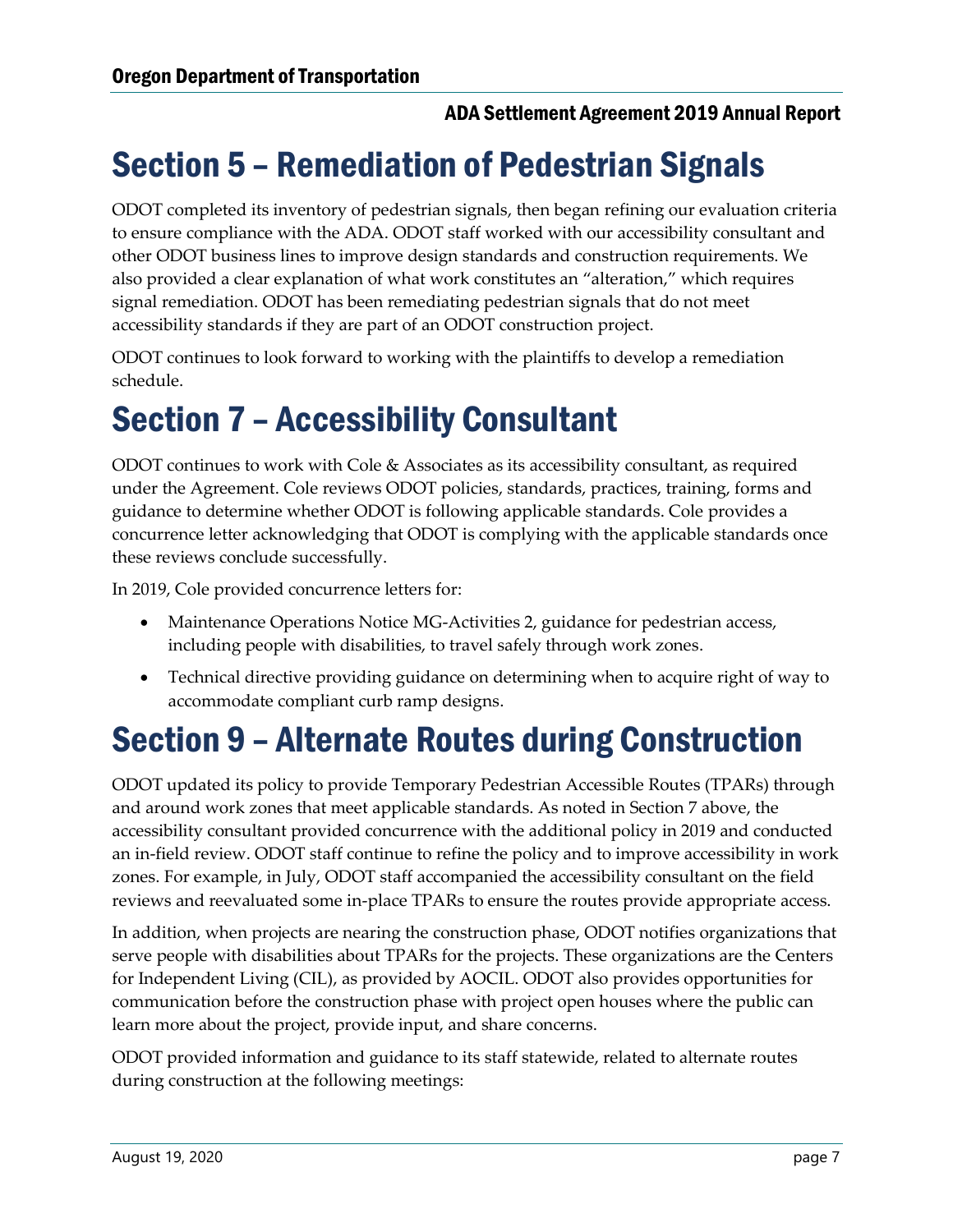# Section 5 – Remediation of Pedestrian Signals

ODOT completed its inventory of pedestrian signals, then began refining our evaluation criteria to ensure compliance with the ADA. ODOT staff worked with our accessibility consultant and other ODOT business lines to improve design standards and construction requirements. We also provided a clear explanation of what work constitutes an "alteration," which requires signal remediation. ODOT has been remediating pedestrian signals that do not meet accessibility standards if they are part of an ODOT construction project.

ODOT continues to look forward to working with the plaintiffs to develop a remediation schedule.

# Section 7 – Accessibility Consultant

ODOT continues to work with Cole & Associates as its accessibility consultant, as required under the Agreement. Cole reviews ODOT policies, standards, practices, training, forms and guidance to determine whether ODOT is following applicable standards. Cole provides a concurrence letter acknowledging that ODOT is complying with the applicable standards once these reviews conclude successfully.

In 2019, Cole provided concurrence letters for:

- Maintenance Operations Notice MG-Activities 2, guidance for pedestrian access, including people with disabilities, to travel safely through work zones.
- Technical directive providing guidance on determining when to acquire right of way to accommodate compliant curb ramp designs.

# Section 9 – Alternate Routes during Construction

ODOT updated its policy to provide Temporary Pedestrian Accessible Routes (TPARs) through and around work zones that meet applicable standards. As noted in Section 7 above, the accessibility consultant provided concurrence with the additional policy in 2019 and conducted an in-field review. ODOT staff continue to refine the policy and to improve accessibility in work zones. For example, in July, ODOT staff accompanied the accessibility consultant on the field reviews and reevaluated some in-place TPARs to ensure the routes provide appropriate access.

In addition, when projects are nearing the construction phase, ODOT notifies organizations that serve people with disabilities about TPARs for the projects. These organizations are the Centers for Independent Living (CIL), as provided by AOCIL. ODOT also provides opportunities for communication before the construction phase with project open houses where the public can learn more about the project, provide input, and share concerns.

ODOT provided information and guidance to its staff statewide, related to alternate routes during construction at the following meetings: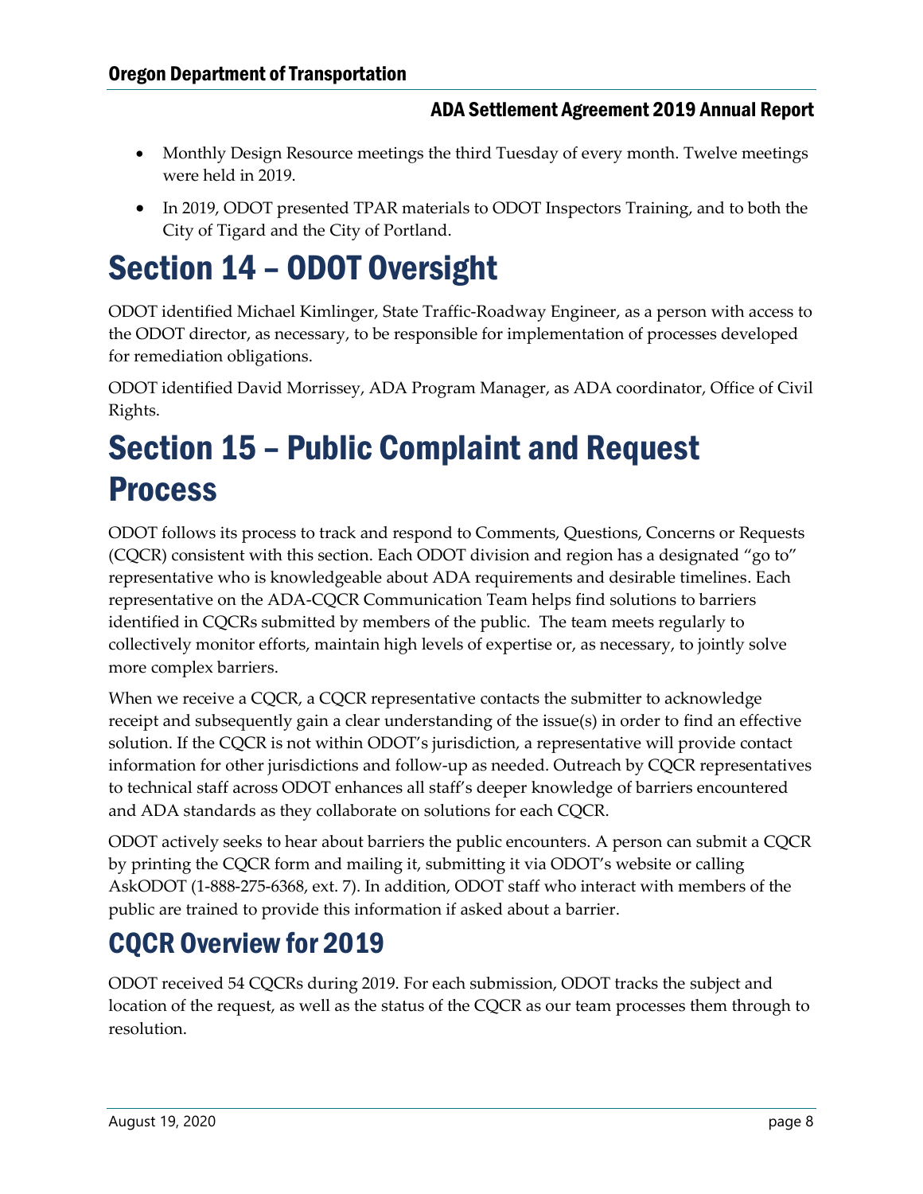- Monthly Design Resource meetings the third Tuesday of every month. Twelve meetings were held in 2019.
- In 2019, ODOT presented TPAR materials to ODOT Inspectors Training, and to both the City of Tigard and the City of Portland.

# Section 14 – ODOT Oversight

ODOT identified Michael Kimlinger, State Traffic-Roadway Engineer, as a person with access to the ODOT director, as necessary, to be responsible for implementation of processes developed for remediation obligations.

ODOT identified David Morrissey, ADA Program Manager, as ADA coordinator, Office of Civil Rights.

# Section 15 – Public Complaint and Request Process

ODOT follows its process to track and respond to Comments, Questions, Concerns or Requests (CQCR) consistent with this section. Each ODOT division and region has a designated "go to" representative who is knowledgeable about ADA requirements and desirable timelines. Each representative on the ADA-CQCR Communication Team helps find solutions to barriers identified in CQCRs submitted by members of the public. The team meets regularly to collectively monitor efforts, maintain high levels of expertise or, as necessary, to jointly solve more complex barriers.

When we receive a CQCR, a CQCR representative contacts the submitter to acknowledge receipt and subsequently gain a clear understanding of the issue(s) in order to find an effective solution. If the CQCR is not within ODOT's jurisdiction, a representative will provide contact information for other jurisdictions and follow-up as needed. Outreach by CQCR representatives to technical staff across ODOT enhances all staff's deeper knowledge of barriers encountered and ADA standards as they collaborate on solutions for each CQCR.

ODOT actively seeks to hear about barriers the public encounters. A person can submit a CQCR by printing the CQCR form and mailing it, submitting it via ODOT's website or calling AskODOT (1-888-275-6368, ext. 7). In addition, ODOT staff who interact with members of the public are trained to provide this information if asked about a barrier.

## CQCR Overview for 2019

ODOT received 54 CQCRs during 2019. For each submission, ODOT tracks the subject and location of the request, as well as the status of the CQCR as our team processes them through to resolution.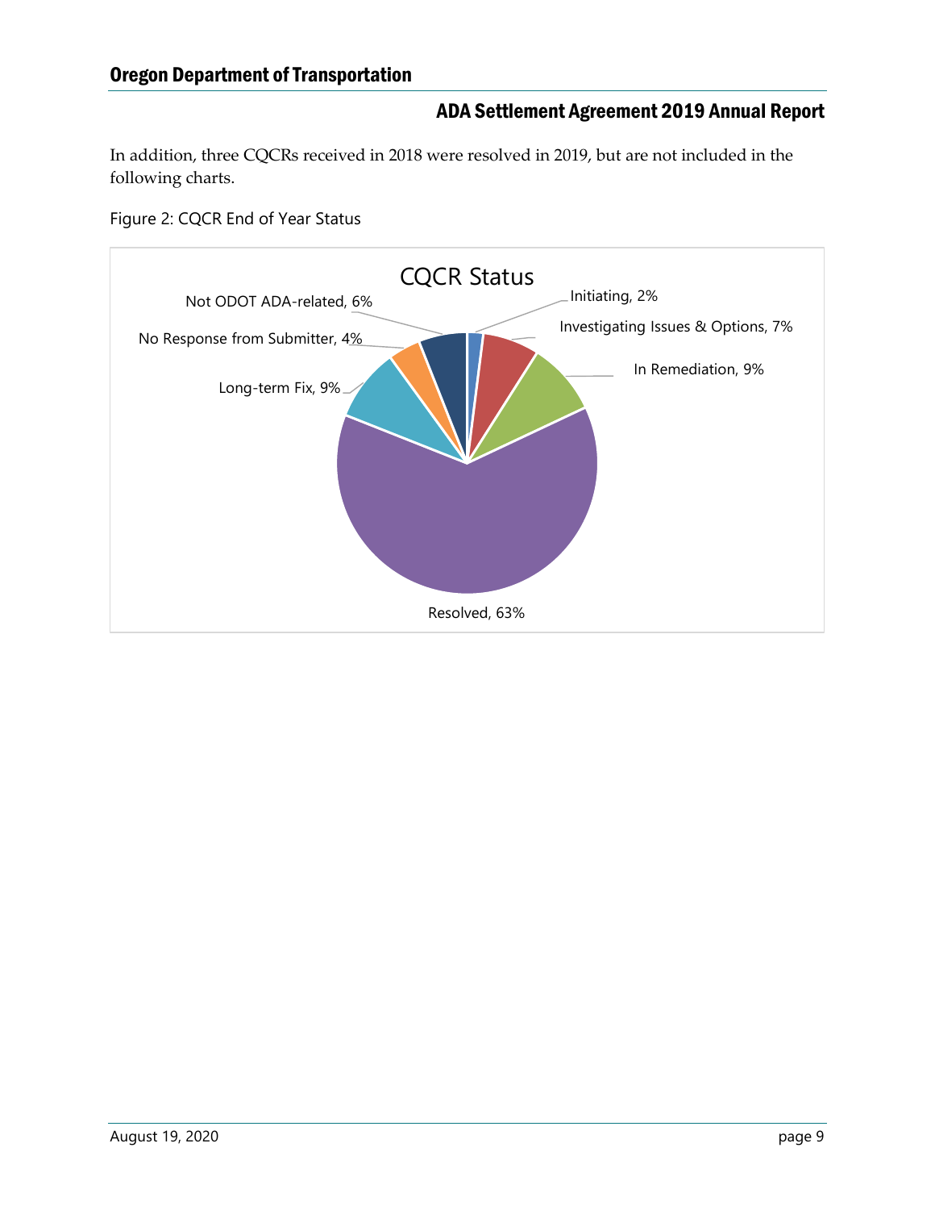In addition, three CQCRs received in 2018 were resolved in 2019, but are not included in the following charts.

Figure 2: CQCR End of Year Status

CQCR Status

- Initiating, 2%
- Investigating Issues & Options, 7%
- In Remediation, 9%
- Resolved, 63%
- Long-term Fix, 9%
- No Response from Submitter, 4%
- Not ODOT ADA-related, 6%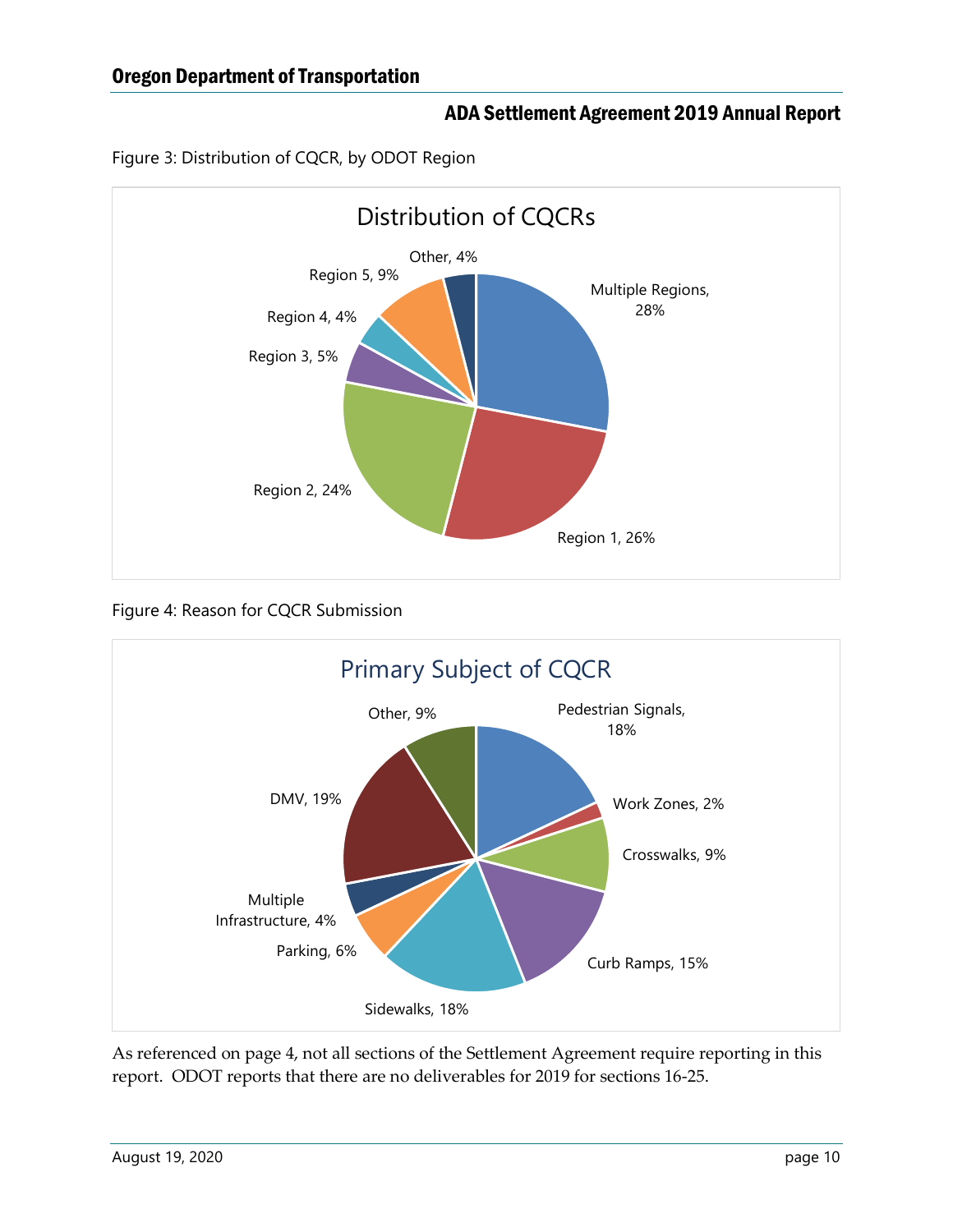Figure 3: Distribution of CQCR, by ODOT Region

Distribution of CQCRs

| Region | Percentage |
| --- | --- |
| Multiple Regions | 28% |
| Region 1 | 26% |
| Region 2 | 24% |
| Region 3 | 5% |
| Region 4 | 4% |
| Region 5 | 9% |
| Other | 4% |

Figure 4: Reason for CQCR Submission

Primary Subject of CQCR

| Subject | Percentage |
| --- | --- |
| Pedestrian Signals | 18% |
| Work Zones | 2% |
| Crosswalks | 9% |
| Curb Ramps | 15% |
| Sidewalks | 18% |
| Parking | 6% |
| Multiple Infrastructure | 4% |
| DMV | 19% |
| Other | 9% |

As referenced on page 4, not all sections of the Settlement Agreement require reporting in this report. ODOT reports that there are no deliverables for 2019 for sections 16-25.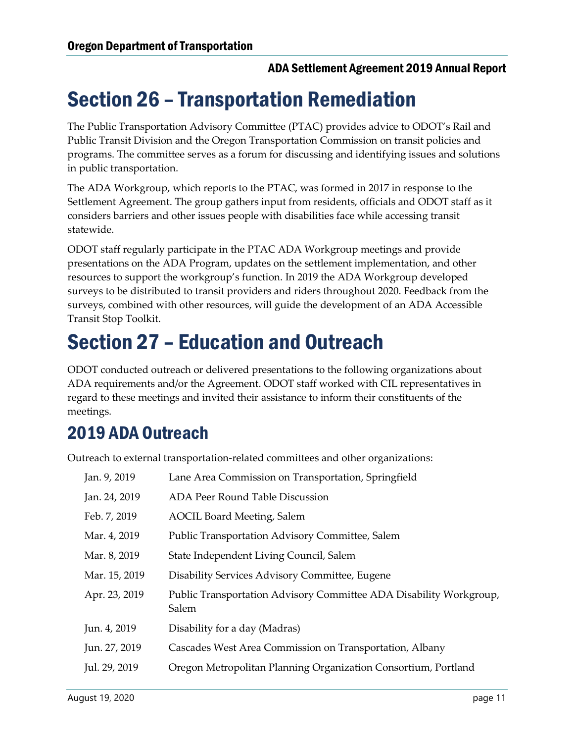# Section 26 – Transportation Remediation

The Public Transportation Advisory Committee (PTAC) provides advice to ODOT's Rail and Public Transit Division and the Oregon Transportation Commission on transit policies and programs. The committee serves as a forum for discussing and identifying issues and solutions in public transportation.

The ADA Workgroup, which reports to the PTAC, was formed in 2017 in response to the Settlement Agreement. The group gathers input from residents, officials and ODOT staff as it considers barriers and other issues people with disabilities face while accessing transit statewide.

ODOT staff regularly participate in the PTAC ADA Workgroup meetings and provide presentations on the ADA Program, updates on the settlement implementation, and other resources to support the workgroup's function. In 2019 the ADA Workgroup developed surveys to be distributed to transit providers and riders throughout 2020. Feedback from the surveys, combined with other resources, will guide the development of an ADA Accessible Transit Stop Toolkit.

# Section 27 – Education and Outreach

ODOT conducted outreach or delivered presentations to the following organizations about ADA requirements and/or the Agreement. ODOT staff worked with CIL representatives in regard to these meetings and invited their assistance to inform their constituents of the meetings.

## 2019 ADA Outreach

Outreach to external transportation-related committees and other organizations:

| | |
|---|---|
| Jan. 9, 2019 | Lane Area Commission on Transportation, Springfield |
| Jan. 24, 2019 | ADA Peer Round Table Discussion |
| Feb. 7, 2019 | AOCIL Board Meeting, Salem |
| Mar. 4, 2019 | Public Transportation Advisory Committee, Salem |
| Mar. 8, 2019 | State Independent Living Council, Salem |
| Mar. 15, 2019 | Disability Services Advisory Committee, Eugene |
| Apr. 23, 2019 | Public Transportation Advisory Committee ADA Disability Workgroup, Salem |
| Jun. 4, 2019 | Disability for a day (Madras) |
| Jun. 27, 2019 | Cascades West Area Commission on Transportation, Albany |
| Jul. 29, 2019 | Oregon Metropolitan Planning Organization Consortium, Portland |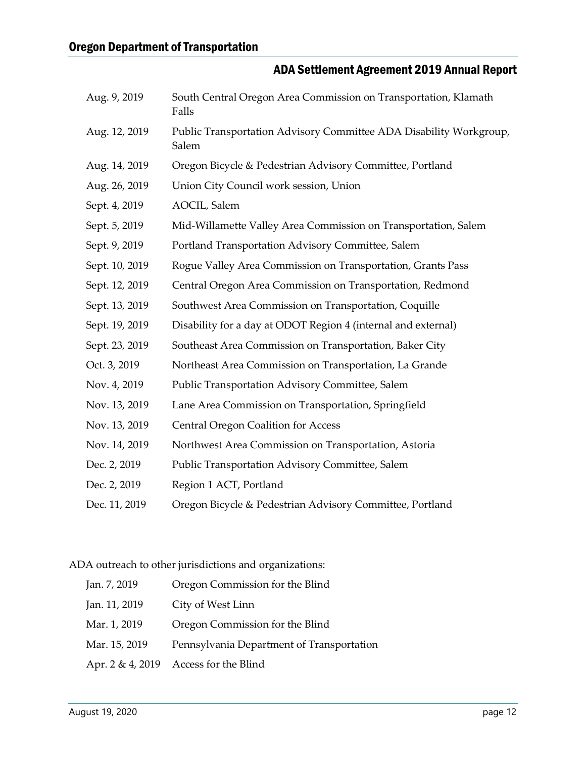| | |
|---|---|
| Aug. 9, 2019 | South Central Oregon Area Commission on Transportation, Klamath Falls |
| Aug. 12, 2019 | Public Transportation Advisory Committee ADA Disability Workgroup, Salem |
| Aug. 14, 2019 | Oregon Bicycle & Pedestrian Advisory Committee, Portland |
| Aug. 26, 2019 | Union City Council work session, Union |
| Sept. 4, 2019 | AOCIL, Salem |
| Sept. 5, 2019 | Mid-Willamette Valley Area Commission on Transportation, Salem |
| Sept. 9, 2019 | Portland Transportation Advisory Committee, Salem |
| Sept. 10, 2019 | Rogue Valley Area Commission on Transportation, Grants Pass |
| Sept. 12, 2019 | Central Oregon Area Commission on Transportation, Redmond |
| Sept. 13, 2019 | Southwest Area Commission on Transportation, Coquille |
| Sept. 19, 2019 | Disability for a day at ODOT Region 4 (internal and external) |
| Sept. 23, 2019 | Southeast Area Commission on Transportation, Baker City |
| Oct. 3, 2019 | Northeast Area Commission on Transportation, La Grande |
| Nov. 4, 2019 | Public Transportation Advisory Committee, Salem |
| Nov. 13, 2019 | Lane Area Commission on Transportation, Springfield |
| Nov. 13, 2019 | Central Oregon Coalition for Access |
| Nov. 14, 2019 | Northwest Area Commission on Transportation, Astoria |
| Dec. 2, 2019 | Public Transportation Advisory Committee, Salem |
| Dec. 2, 2019 | Region 1 ACT, Portland |
| Dec. 11, 2019 | Oregon Bicycle & Pedestrian Advisory Committee, Portland |

ADA outreach to other jurisdictions and organizations:

| | |
|---|---|
| Jan. 7, 2019 | Oregon Commission for the Blind |
| Jan. 11, 2019 | City of West Linn |
| Mar. 1, 2019 | Oregon Commission for the Blind |
| Mar. 15, 2019 | Pennsylvania Department of Transportation |
| Apr. 2 & 4, 2019 | Access for the Blind |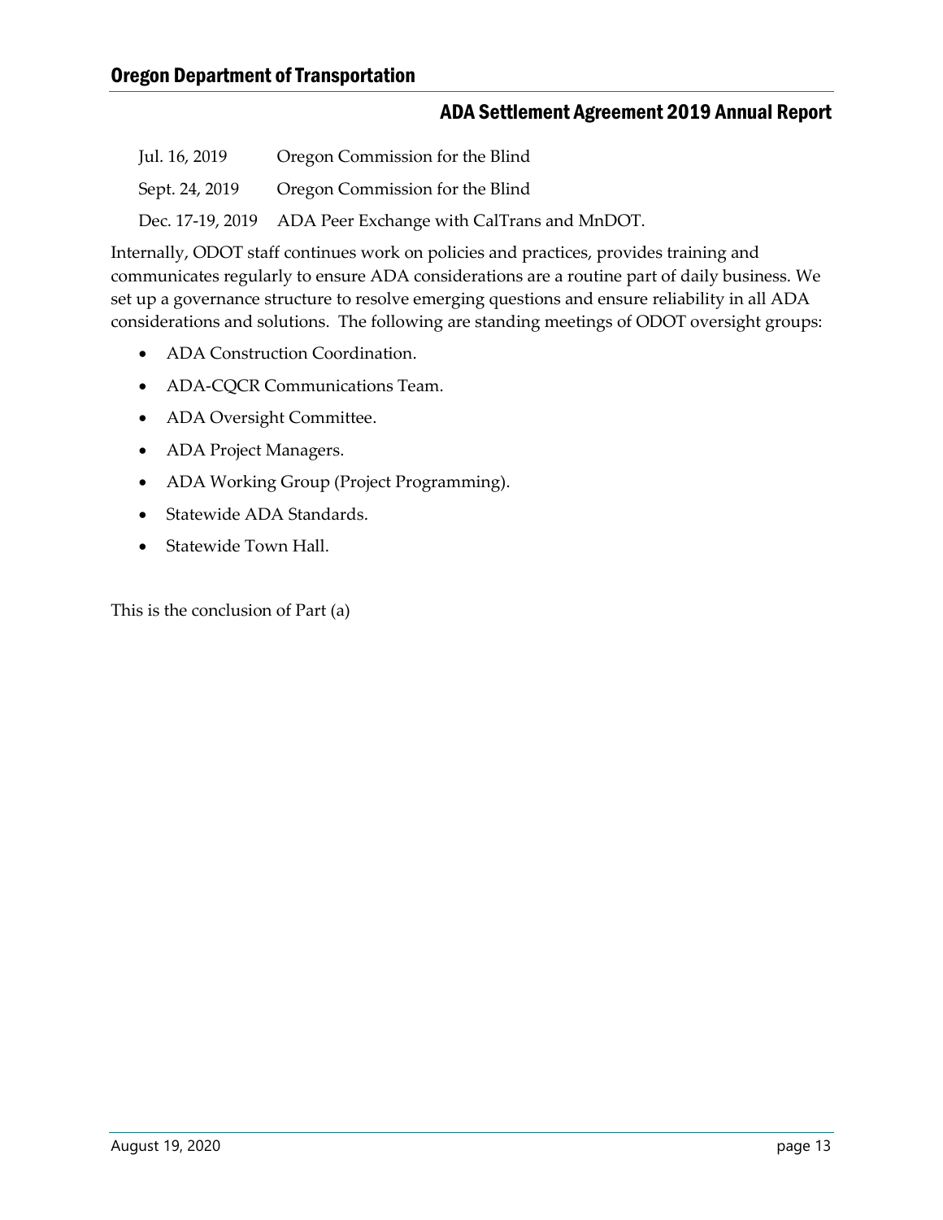| | |
|---|---|
| Jul. 16, 2019 | Oregon Commission for the Blind |
| Sept. 24, 2019 | Oregon Commission for the Blind |
| Dec. 17-19, 2019 | ADA Peer Exchange with CalTrans and MnDOT. |

Internally, ODOT staff continues work on policies and practices, provides training and communicates regularly to ensure ADA considerations are a routine part of daily business. We set up a governance structure to resolve emerging questions and ensure reliability in all ADA considerations and solutions. The following are standing meetings of ODOT oversight groups:

- ADA Construction Coordination.
- ADA-CQCR Communications Team.
- ADA Oversight Committee.
- ADA Project Managers.
- ADA Working Group (Project Programming).
- Statewide ADA Standards.
- Statewide Town Hall.

This is the conclusion of Part (a)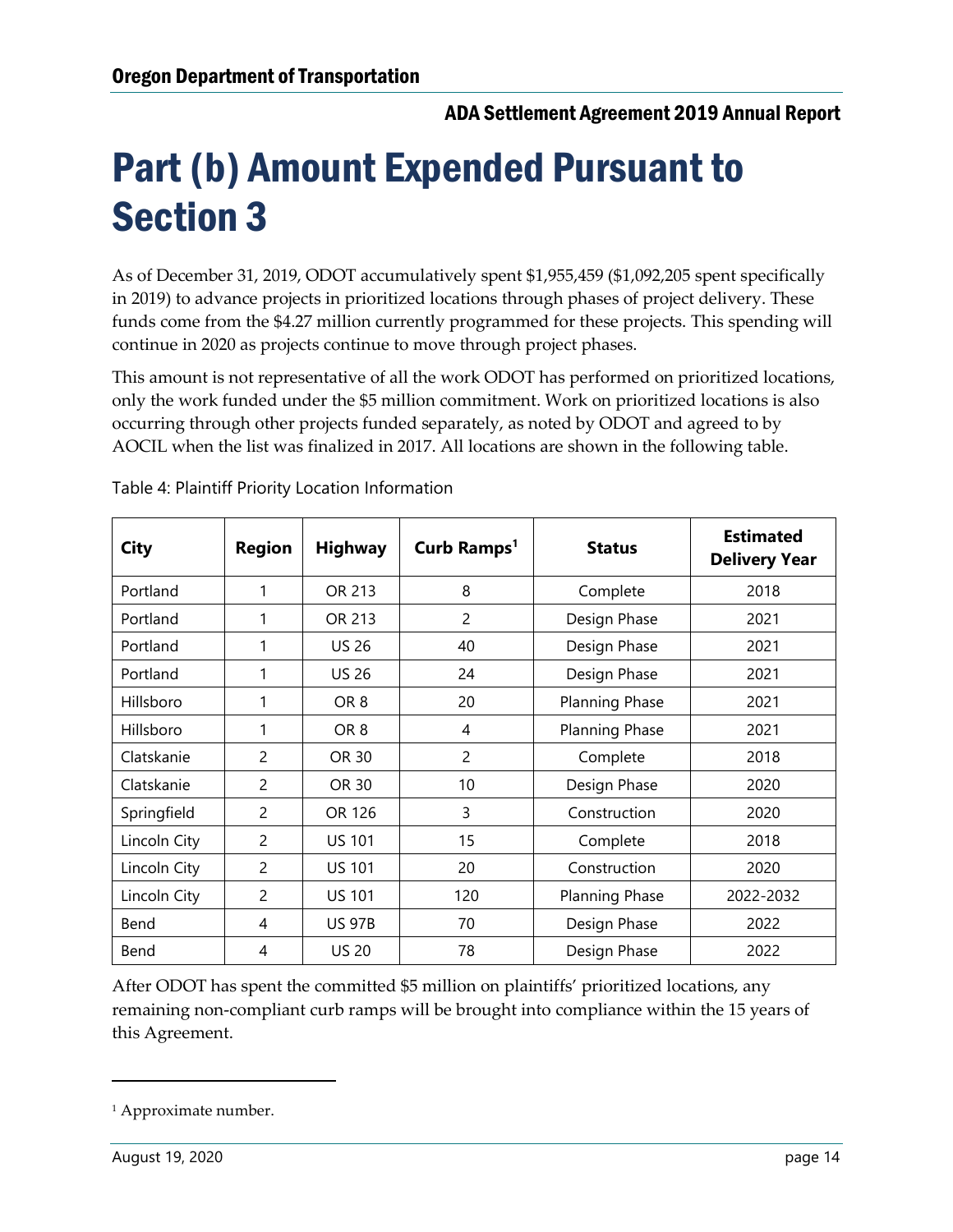# Part (b) Amount Expended Pursuant to Section 3

As of December 31, 2019, ODOT accumulatively spent $1,955,459 ($1,092,205 spent specifically in 2019) to advance projects in prioritized locations through phases of project delivery. These funds come from the $4.27 million currently programmed for these projects. This spending will continue in 2020 as projects continue to move through project phases.

This amount is not representative of all the work ODOT has performed on prioritized locations, only the work funded under the $5 million commitment. Work on prioritized locations is also occurring through other projects funded separately, as noted by ODOT and agreed to by AOCIL when the list was finalized in 2017. All locations are shown in the following table.

Table 4: Plaintiff Priority Location Information

| City | Region | Highway | Curb Ramps[1] | Status | Estimated Delivery Year |
|---|---|---|---|---|---|
| Portland | 1 | OR 213 | 8 | Complete | 2018 |
| Portland | 1 | OR 213 | 2 | Design Phase | 2021 |
| Portland | 1 | US 26 | 40 | Design Phase | 2021 |
| Portland | 1 | US 26 | 24 | Design Phase | 2021 |
| Hillsboro | 1 | OR 8 | 20 | Planning Phase | 2021 |
| Hillsboro | 1 | OR 8 | 4 | Planning Phase | 2021 |
| Clatskanie | 2 | OR 30 | 2 | Complete | 2018 |
| Clatskanie | 2 | OR 30 | 10 | Design Phase | 2020 |
| Springfield | 2 | OR 126 | 3 | Construction | 2020 |
| Lincoln City | 2 | US 101 | 15 | Complete | 2018 |
| Lincoln City | 2 | US 101 | 20 | Construction | 2020 |
| Lincoln City | 2 | US 101 | 120 | Planning Phase | 2022-2032 |
| Bend | 4 | US 97B | 70 | Design Phase | 2022 |
| Bend | 4 | US 20 | 78 | Design Phase | 2022 |

After ODOT has spent the committed $5 million on plaintiffs' prioritized locations, any remaining non-compliant curb ramps will be brought into compliance within the 15 years of this Agreement.

[1] Approximate number.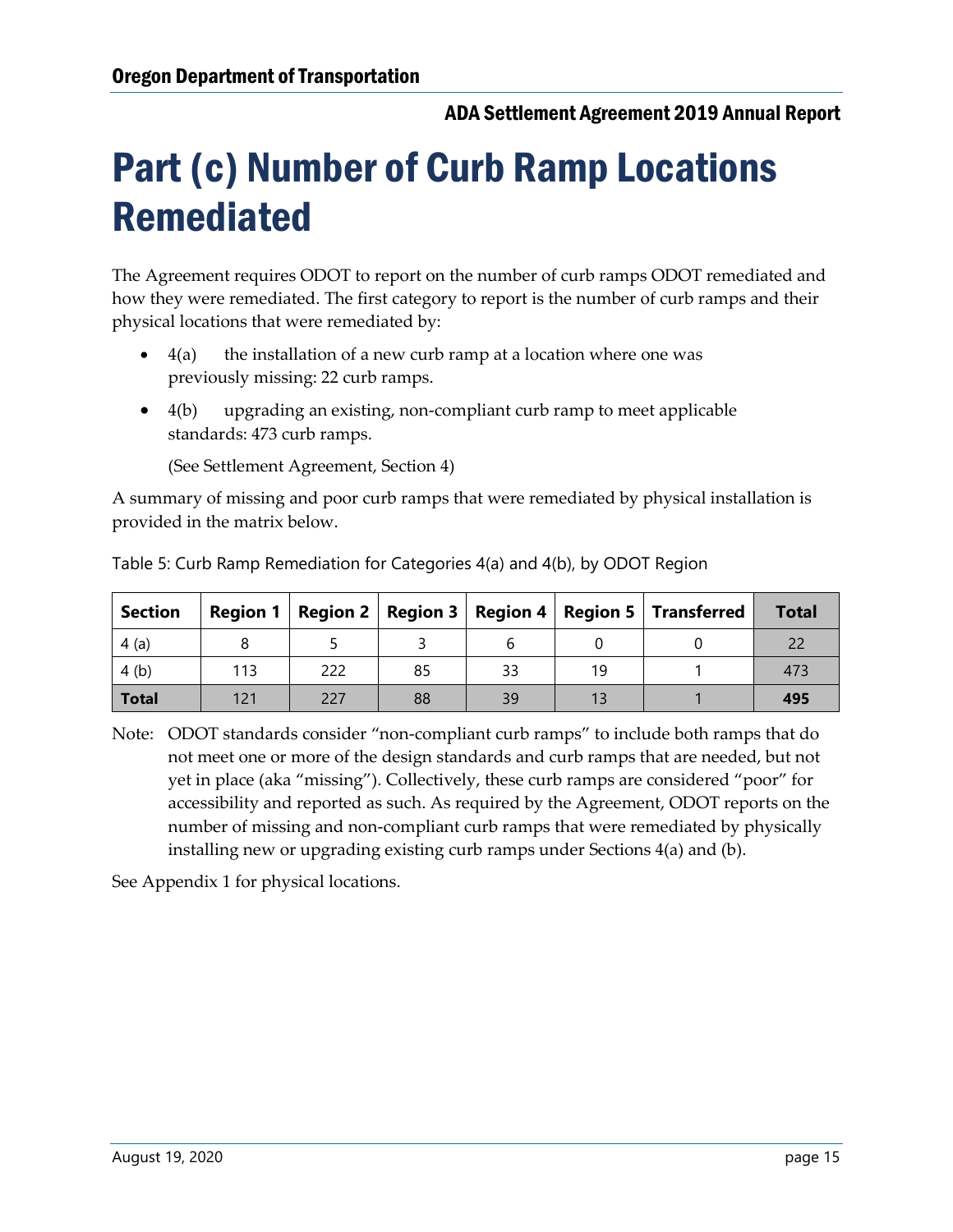# Part (c) Number of Curb Ramp Locations Remediated

The Agreement requires ODOT to report on the number of curb ramps ODOT remediated and how they were remediated. The first category to report is the number of curb ramps and their physical locations that were remediated by:

- 4(a) the installation of a new curb ramp at a location where one was previously missing: 22 curb ramps.
- 4(b) upgrading an existing, non-compliant curb ramp to meet applicable standards: 473 curb ramps.

  (See Settlement Agreement, Section 4)

A summary of missing and poor curb ramps that were remediated by physical installation is provided in the matrix below.

Table 5: Curb Ramp Remediation for Categories 4(a) and 4(b), by ODOT Region

| Section | Region 1 | Region 2 | Region 3 | Region 4 | Region 5 | Transferred | Total |
|---|---|---|---|---|---|---|---|
| 4 (a) | 8 | 5 | 3 | 6 | 0 | 0 | 22 |
| 4 (b) | 113 | 222 | 85 | 33 | 19 | 1 | 473 |
| **Total** | 121 | 227 | 88 | 39 | 13 | 1 | **495** |

Note: ODOT standards consider "non-compliant curb ramps" to include both ramps that do not meet one or more of the design standards and curb ramps that are needed, but not yet in place (aka "missing"). Collectively, these curb ramps are considered "poor" for accessibility and reported as such. As required by the Agreement, ODOT reports on the number of missing and non-compliant curb ramps that were remediated by physically installing new or upgrading existing curb ramps under Sections 4(a) and (b).

See Appendix 1 for physical locations.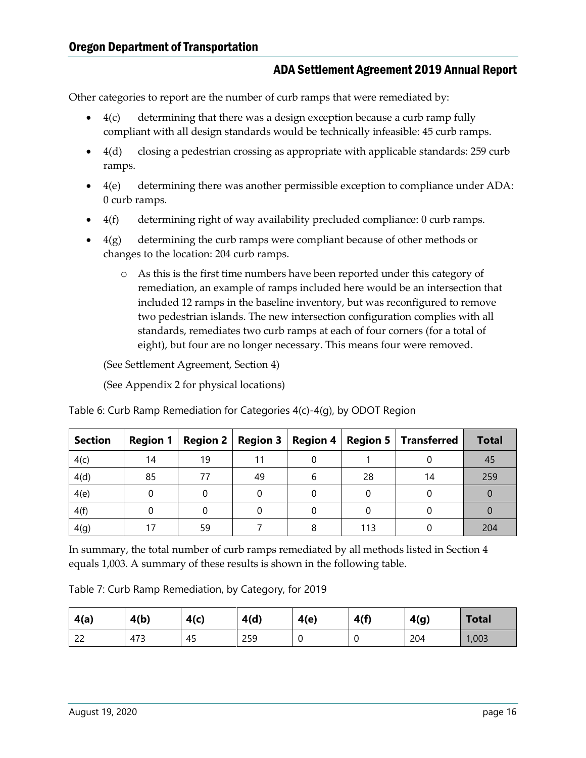Other categories to report are the number of curb ramps that were remediated by:

- 4(c) determining that there was a design exception because a curb ramp fully compliant with all design standards would be technically infeasible: 45 curb ramps.
- 4(d) closing a pedestrian crossing as appropriate with applicable standards: 259 curb ramps.
- 4(e) determining there was another permissible exception to compliance under ADA: 0 curb ramps.
- 4(f) determining right of way availability precluded compliance: 0 curb ramps.
- 4(g) determining the curb ramps were compliant because of other methods or changes to the location: 204 curb ramps.
  - As this is the first time numbers have been reported under this category of remediation, an example of ramps included here would be an intersection that included 12 ramps in the baseline inventory, but was reconfigured to remove two pedestrian islands. The new intersection configuration complies with all standards, remediates two curb ramps at each of four corners (for a total of eight), but four are no longer necessary. This means four were removed.

(See Settlement Agreement, Section 4)

(See Appendix 2 for physical locations)

Table 6: Curb Ramp Remediation for Categories 4(c)-4(g), by ODOT Region

| Section | Region 1 | Region 2 | Region 3 | Region 4 | Region 5 | Transferred | Total |
|---|---|---|---|---|---|---|---|
| 4(c) | 14 | 19 | 11 | 0 | 1 | 0 | 45 |
| 4(d) | 85 | 77 | 49 | 6 | 28 | 14 | 259 |
| 4(e) | 0 | 0 | 0 | 0 | 0 | 0 | 0 |
| 4(f) | 0 | 0 | 0 | 0 | 0 | 0 | 0 |
| 4(g) | 17 | 59 | 7 | 8 | 113 | 0 | 204 |

In summary, the total number of curb ramps remediated by all methods listed in Section 4 equals 1,003. A summary of these results is shown in the following table.

Table 7: Curb Ramp Remediation, by Category, for 2019

| 4(a) | 4(b) | 4(c) | 4(d) | 4(e) | 4(f) | 4(g) | Total |
|---|---|---|---|---|---|---|---|
| 22 | 473 | 45 | 259 | 0 | 0 | 204 | 1,003 |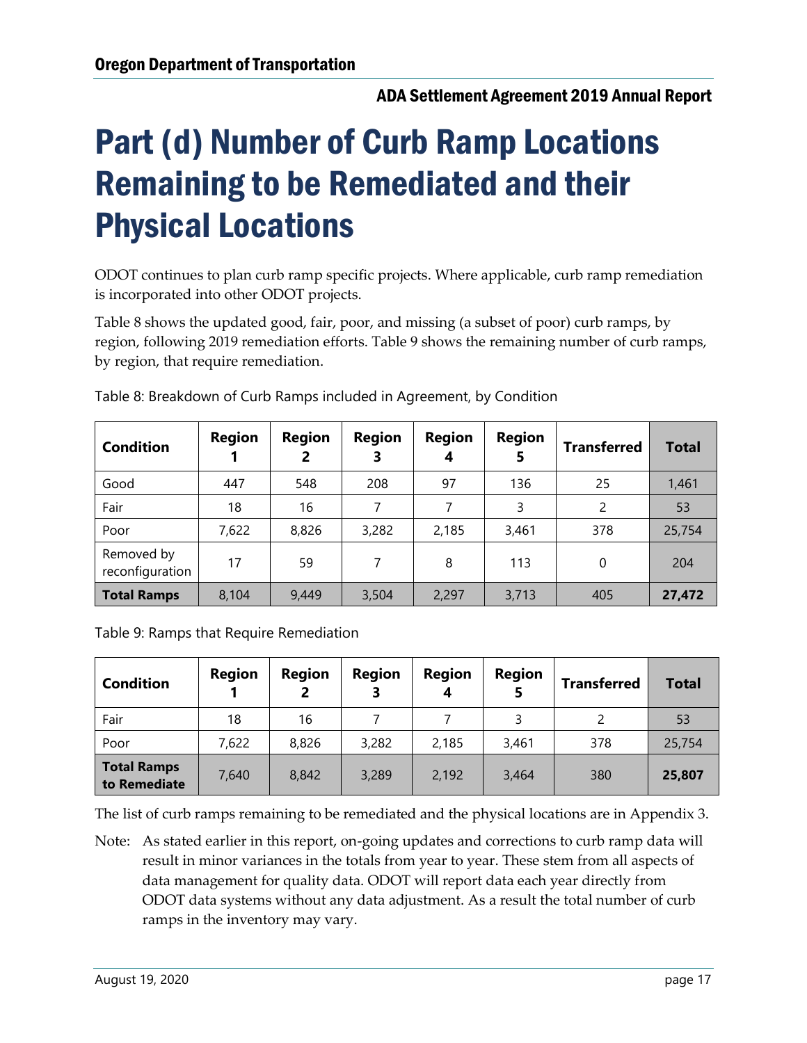# Part (d) Number of Curb Ramp Locations Remaining to be Remediated and their Physical Locations

ODOT continues to plan curb ramp specific projects. Where applicable, curb ramp remediation is incorporated into other ODOT projects.

Table 8 shows the updated good, fair, poor, and missing (a subset of poor) curb ramps, by region, following 2019 remediation efforts. Table 9 shows the remaining number of curb ramps, by region, that require remediation.

Table 8: Breakdown of Curb Ramps included in Agreement, by Condition

| Condition | Region 1 | Region 2 | Region 3 | Region 4 | Region 5 | Transferred | Total |
|---|---|---|---|---|---|---|---|
| Good | 447 | 548 | 208 | 97 | 136 | 25 | 1,461 |
| Fair | 18 | 16 | 7 | 7 | 3 | 2 | 53 |
| Poor | 7,622 | 8,826 | 3,282 | 2,185 | 3,461 | 378 | 25,754 |
| Removed by reconfiguration | 17 | 59 | 7 | 8 | 113 | 0 | 204 |
| **Total Ramps** | 8,104 | 9,449 | 3,504 | 2,297 | 3,713 | 405 | **27,472** |

Table 9: Ramps that Require Remediation

| Condition | Region 1 | Region 2 | Region 3 | Region 4 | Region 5 | Transferred | Total |
|---|---|---|---|---|---|---|---|
| Fair | 18 | 16 | 7 | 7 | 3 | 2 | 53 |
| Poor | 7,622 | 8,826 | 3,282 | 2,185 | 3,461 | 378 | 25,754 |
| **Total Ramps to Remediate** | 7,640 | 8,842 | 3,289 | 2,192 | 3,464 | 380 | **25,807** |

The list of curb ramps remaining to be remediated and the physical locations are in Appendix 3.

Note: As stated earlier in this report, on-going updates and corrections to curb ramp data will result in minor variances in the totals from year to year. These stem from all aspects of data management for quality data. ODOT will report data each year directly from ODOT data systems without any data adjustment. As a result the total number of curb ramps in the inventory may vary.